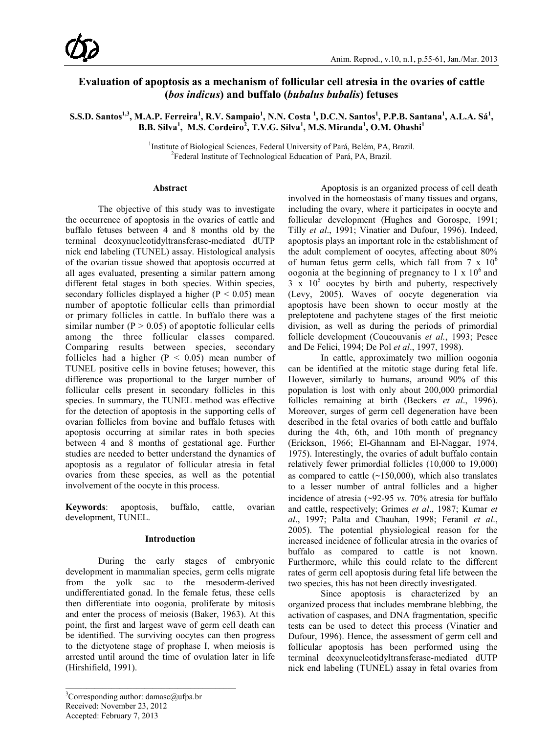# Evaluation of apoptosis as a mechanism of follicular cell atresia in the ovaries of cattle (*bos indicus*) and buffalo (*bubalus bubalis*) fetuses

**S.S.D. Santos[1,3], M.A.P. Ferreira[1], R.V. Sampaio[1], N.N. Costa [1], D.C.N. Santos[1], P.P.B. Santana[1], A.L.A. Sá[1], B.B. Silva[1], M.S. Cordeiro[2], T.V.G. Silva[1], M.S. Miranda[1], O.M. Ohashi[1]**

[1]Institute of Biological Sciences, Federal University of Pará, Belém, PA, Brazil.
[2]Federal Institute of Technological Education of Pará, PA, Brazil.

## Abstract

The objective of this study was to investigate the occurrence of apoptosis in the ovaries of cattle and buffalo fetuses between 4 and 8 months old by the terminal deoxynucleotidyltransferase-mediated dUTP nick end labeling (TUNEL) assay. Histological analysis of the ovarian tissue showed that apoptosis occurred at all ages evaluated, presenting a similar pattern among different fetal stages in both species. Within species, secondary follicles displayed a higher ($P < 0.05$) mean number of apoptotic follicular cells than primordial or primary follicles in cattle. In buffalo there was a similar number ($P > 0.05$) of apoptotic follicular cells among the three follicular classes compared. Comparing results between species, secondary follicles had a higher ($P < 0.05$) mean number of TUNEL positive cells in bovine fetuses; however, this difference was proportional to the larger number of follicular cells present in secondary follicles in this species. In summary, the TUNEL method was effective for the detection of apoptosis in the supporting cells of ovarian follicles from bovine and buffalo fetuses with apoptosis occurring at similar rates in both species between 4 and 8 months of gestational age. Further studies are needed to better understand the dynamics of apoptosis as a regulator of follicular atresia in fetal ovaries from these species, as well as the potential involvement of the oocyte in this process.

**Keywords**: apoptosis, buffalo, cattle, ovarian development, TUNEL.

## Introduction

During the early stages of embryonic development in mammalian species, germ cells migrate from the yolk sac to the mesoderm-derived undifferentiated gonad. In the female fetus, these cells then differentiate into oogonia, proliferate by mitosis and enter the process of meiosis (Baker, 1963). At this point, the first and largest wave of germ cell death can be identified. The surviving oocytes can then progress to the dictyotene stage of prophase I, when meiosis is arrested until around the time of ovulation later in life (Hirshifield, 1991).

Apoptosis is an organized process of cell death involved in the homeostasis of many tissues and organs, including the ovary, where it participates in oocyte and follicular development (Hughes and Gorospe, 1991; Tilly *et al*., 1991; Vinatier and Dufour, 1996). Indeed, apoptosis plays an important role in the establishment of the adult complement of oocytes, affecting about 80% of human fetus germ cells, which fall from $7 \times 10^6$ oogonia at the beginning of pregnancy to $1 \times 10^6$ and $3 \times 10^5$ oocytes by birth and puberty, respectively (Levy, 2005). Waves of oocyte degeneration via apoptosis have been shown to occur mostly at the preleptotene and pachytene stages of the first meiotic division, as well as during the periods of primordial follicle development (Coucouvanis *et al.*, 1993; Pesce and De Felici, 1994; De Pol *et al*., 1997, 1998).

In cattle, approximately two million oogonia can be identified at the mitotic stage during fetal life. However, similarly to humans, around 90% of this population is lost with only about 200,000 primordial follicles remaining at birth (Beckers *et al*., 1996). Moreover, surges of germ cell degeneration have been described in the fetal ovaries of both cattle and buffalo during the 4th, 6th, and 10th month of pregnancy (Erickson, 1966; El-Ghannam and El-Naggar, 1974, 1975). Interestingly, the ovaries of adult buffalo contain relatively fewer primordial follicles (10,000 to 19,000) as compared to cattle (~150,000), which also translates to a lesser number of antral follicles and a higher incidence of atresia (~92-95 *vs*. 70% atresia for buffalo and cattle, respectively; Grimes *et al*., 1987; Kumar *et al*., 1997; Palta and Chauhan, 1998; Feranil *et al*., 2005). The potential physiological reason for the increased incidence of follicular atresia in the ovaries of buffalo as compared to cattle is not known. Furthermore, while this could relate to the different rates of germ cell apoptosis during fetal life between the two species, this has not been directly investigated.

Since apoptosis is characterized by an organized process that includes membrane blebbing, the activation of caspases, and DNA fragmentation, specific tests can be used to detect this process (Vinatier and Dufour, 1996). Hence, the assessment of germ cell and follicular apoptosis has been performed using the terminal deoxynucleotidyltransferase-mediated dUTP nick end labeling (TUNEL) assay in fetal ovaries from

---

[3]Corresponding author: damasc@ufpa.br
Received: November 23, 2012
Accepted: February 7, 2013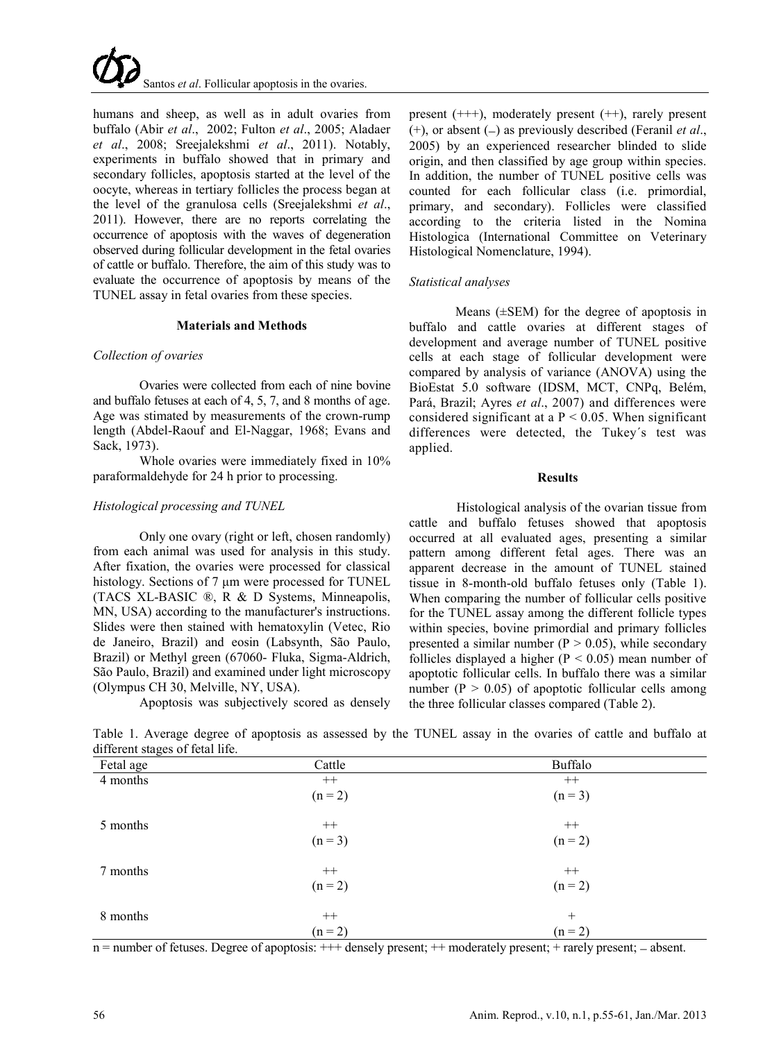humans and sheep, as well as in adult ovaries from buffalo (Abir *et al*., 2002; Fulton *et al*., 2005; Aladaer *et al*., 2008; Sreejalekshmi *et al*., 2011). Notably, experiments in buffalo showed that in primary and secondary follicles, apoptosis started at the level of the oocyte, whereas in tertiary follicles the process began at the level of the granulosa cells (Sreejalekshmi *et al*., 2011). However, there are no reports correlating the occurrence of apoptosis with the waves of degeneration observed during follicular development in the fetal ovaries of cattle or buffalo. Therefore, the aim of this study was to evaluate the occurrence of apoptosis by means of the TUNEL assay in fetal ovaries from these species.

## Materials and Methods

### *Collection of ovaries*

Ovaries were collected from each of nine bovine and buffalo fetuses at each of 4, 5, 7, and 8 months of age. Age was stimated by measurements of the crown-rump length (Abdel-Raouf and El-Naggar, 1968; Evans and Sack, 1973).

Whole ovaries were immediately fixed in 10% paraformaldehyde for 24 h prior to processing.

### *Histological processing and TUNEL*

Only one ovary (right or left, chosen randomly) from each animal was used for analysis in this study. After fixation, the ovaries were processed for classical histology. Sections of 7 µm were processed for TUNEL (TACS XL-BASIC ®, R & D Systems, Minneapolis, MN, USA) according to the manufacturer's instructions. Slides were then stained with hematoxylin (Vetec, Rio de Janeiro, Brazil) and eosin (Labsynth, São Paulo, Brazil) or Methyl green (67060- Fluka, Sigma-Aldrich, São Paulo, Brazil) and examined under light microscopy (Olympus CH 30, Melville, NY, USA).

Apoptosis was subjectively scored as densely present (+++), moderately present (++), rarely present (+), or absent (–) as previously described (Feranil *et al*., 2005) by an experienced researcher blinded to slide origin, and then classified by age group within species. In addition, the number of TUNEL positive cells was counted for each follicular class (i.e. primordial, primary, and secondary). Follicles were classified according to the criteria listed in the Nomina Histologica (International Committee on Veterinary Histological Nomenclature, 1994).

### *Statistical analyses*

Means (±SEM) for the degree of apoptosis in buffalo and cattle ovaries at different stages of development and average number of TUNEL positive cells at each stage of follicular development were compared by analysis of variance (ANOVA) using the BioEstat 5.0 software (IDSM, MCT, CNPq, Belém, Pará, Brazil; Ayres *et al*., 2007) and differences were considered significant at a $P < 0.05$. When significant differences were detected, the Tukey´s test was applied.

## Results

Histological analysis of the ovarian tissue from cattle and buffalo fetuses showed that apoptosis occurred at all evaluated ages, presenting a similar pattern among different fetal ages. There was an apparent decrease in the amount of TUNEL stained tissue in 8-month-old buffalo fetuses only (Table 1). When comparing the number of follicular cells positive for the TUNEL assay among the different follicle types within species, bovine primordial and primary follicles presented a similar number ($P > 0.05$), while secondary follicles displayed a higher ($P < 0.05$) mean number of apoptotic follicular cells. In buffalo there was a similar number ($P > 0.05$) of apoptotic follicular cells among the three follicular classes compared (Table 2).

Table 1. Average degree of apoptosis as assessed by the TUNEL assay in the ovaries of cattle and buffalo at different stages of fetal life.

| Fetal age | Cattle | Buffalo |
|---|---|---|
| 4 months | ++ (n = 2) | ++ (n = 3) |
| 5 months | ++ (n = 3) | ++ (n = 2) |
| 7 months | ++ (n = 2) | ++ (n = 2) |
| 8 months | ++ (n = 2) | + (n = 2) |

n = number of fetuses. Degree of apoptosis: +++ densely present; ++ moderately present; + rarely present; – absent.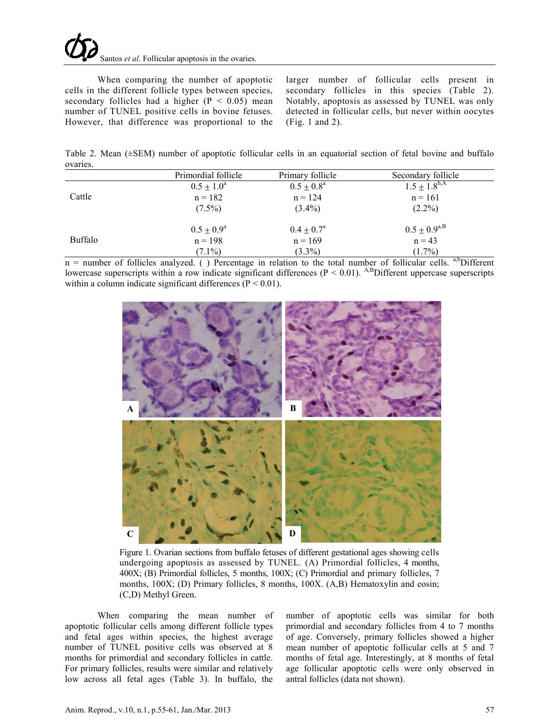When comparing the number of apoptotic cells in the different follicle types between species, secondary follicles had a higher ($P < 0.05$) mean number of TUNEL positive cells in bovine fetuses. However, that difference was proportional to the larger number of follicular cells present in secondary follicles in this species (Table 2). Notably, apoptosis as assessed by TUNEL was only detected in follicular cells, but never within oocytes (Fig. 1 and 2).

Table 2. Mean (±SEM) number of apoptotic follicular cells in an equatorial section of fetal bovine and buffalo ovaries.

| | Primordial follicle | Primary follicle | Secondary follicle |
|---|---|---|---|
| Cattle | $0.5 \pm 1.0^{a}$<br>n = 182<br>(7.5%) | $0.5 \pm 0.8^{a}$<br>n = 124<br>(3.4%) | $1.5 \pm 1.8^{b,A}$<br>n = 161<br>(2.2%) |
| Buffalo | $0.5 \pm 0.9^{a}$<br>n = 198<br>(7.1%) | $0.4 \pm 0.7^{a}$<br>n = 169<br>(3.3%) | $0.5 \pm 0.9^{a,B}$<br>n = 43<br>(1.7%) |

n = number of follicles analyzed. ( ) Percentage in relation to the total number of follicular cells. [a,b]Different lowercase superscripts within a row indicate significant differences ($P < 0.01$). [A,B]Different uppercase superscripts within a column indicate significant differences ($P < 0.01$).

Figure 1. Ovarian sections from buffalo fetuses of different gestational ages showing cells undergoing apoptosis as assessed by TUNEL. (A) Primordial follicles, 4 months, 400X; (B) Primordial follicles, 5 months, 100X; (C) Primordial and primary follicles, 7 months, 100X; (D) Primary follicles, 8 months, 100X. (A,B) Hematoxylin and eosin; (C,D) Methyl Green.

When comparing the mean number of apoptotic follicular cells among different follicle types and fetal ages within species, the highest average number of TUNEL positive cells was observed at 8 months for primordial and secondary follicles in cattle. For primary follicles, results were similar and relatively low across all fetal ages (Table 3). In buffalo, the number of apoptotic cells was similar for both primordial and secondary follicles from 4 to 7 months of age. Conversely, primary follicles showed a higher mean number of apoptotic follicular cells at 5 and 7 months of fetal age. Interestingly, at 8 months of fetal age follicular apoptotic cells were only observed in antral follicles (data not shown).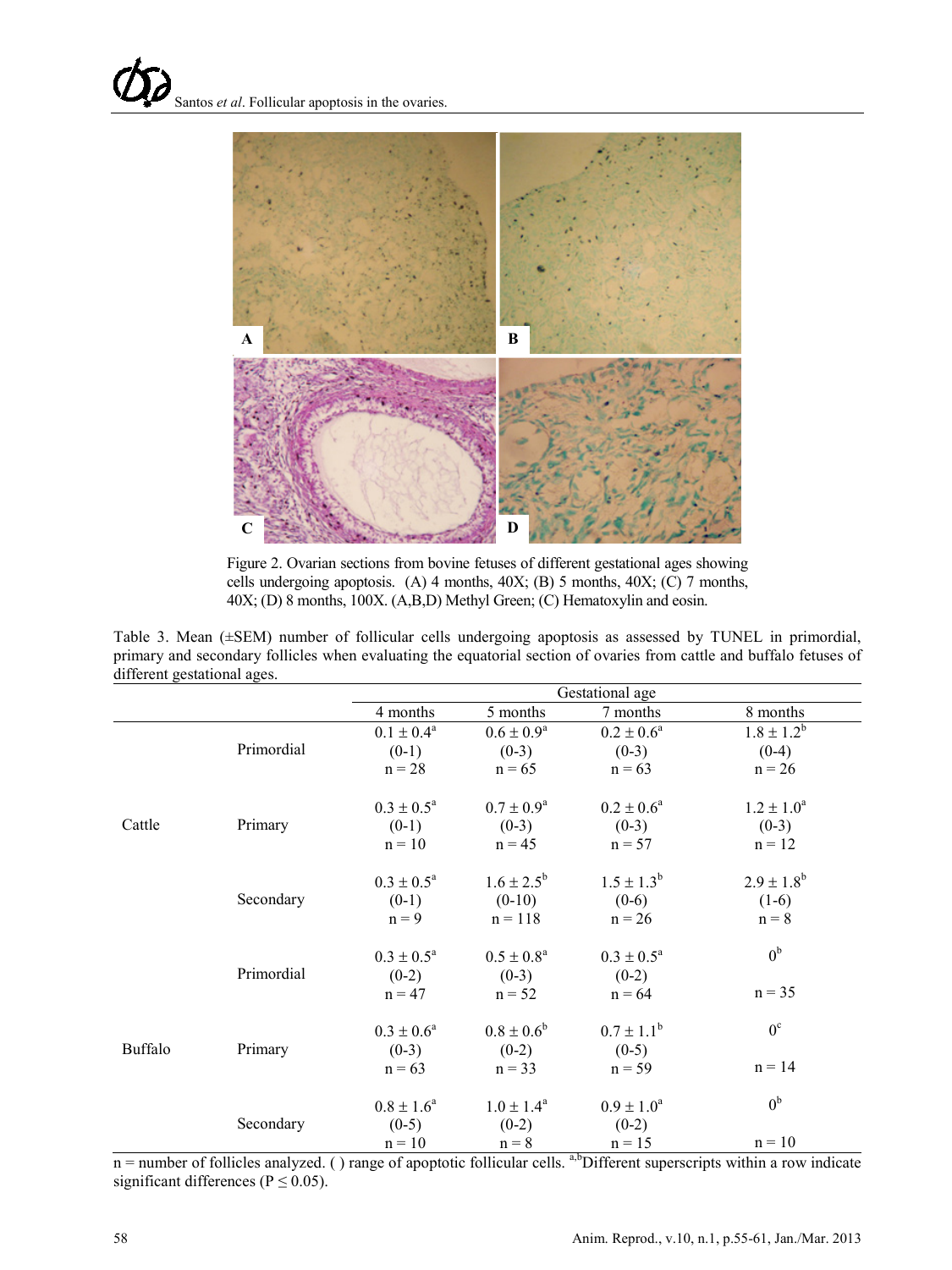Figure 2. Ovarian sections from bovine fetuses of different gestational ages showing cells undergoing apoptosis. (A) 4 months, 40X; (B) 5 months, 40X; (C) 7 months, 40X; (D) 8 months, 100X. (A,B,D) Methyl Green; (C) Hematoxylin and eosin.

Table 3. Mean (±SEM) number of follicular cells undergoing apoptosis as assessed by TUNEL in primordial, primary and secondary follicles when evaluating the equatorial section of ovaries from cattle and buffalo fetuses of different gestational ages.

| | | Gestational age | | | |
|---|---|---|---|---|---|
| | | 4 months | 5 months | 7 months | 8 months |
| Cattle | Primordial | $0.1 \pm 0.4^a$ (0-1) n = 28 | $0.6 \pm 0.9^a$ (0-3) n = 65 | $0.2 \pm 0.6^a$ (0-3) n = 63 | $1.8 \pm 1.2^b$ (0-4) n = 26 |
| | Primary | $0.3 \pm 0.5^a$ (0-1) n = 10 | $0.7 \pm 0.9^a$ (0-3) n = 45 | $0.2 \pm 0.6^a$ (0-3) n = 57 | $1.2 \pm 1.0^a$ (0-3) n = 12 |
| | Secondary | $0.3 \pm 0.5^a$ (0-1) n = 9 | $1.6 \pm 2.5^b$ (0-10) n = 118 | $1.5 \pm 1.3^b$ (0-6) n = 26 | $2.9 \pm 1.8^b$ (1-6) n = 8 |
| Buffalo | Primordial | $0.3 \pm 0.5^a$ (0-2) n = 47 | $0.5 \pm 0.8^a$ (0-3) n = 52 | $0.3 \pm 0.5^a$ (0-2) n = 64 | $0^b$ n = 35 |
| | Primary | $0.3 \pm 0.6^a$ (0-3) n = 63 | $0.8 \pm 0.6^b$ (0-2) n = 33 | $0.7 \pm 1.1^b$ (0-5) n = 59 | $0^c$ n = 14 |
| | Secondary | $0.8 \pm 1.6^a$ (0-5) n = 10 | $1.0 \pm 1.4^a$ (0-2) n = 8 | $0.9 \pm 1.0^a$ (0-2) n = 15 | $0^b$ n = 10 |

n = number of follicles analyzed. ( ) range of apoptotic follicular cells. [a,b]Different superscripts within a row indicate significant differences ($P \leq 0.05$).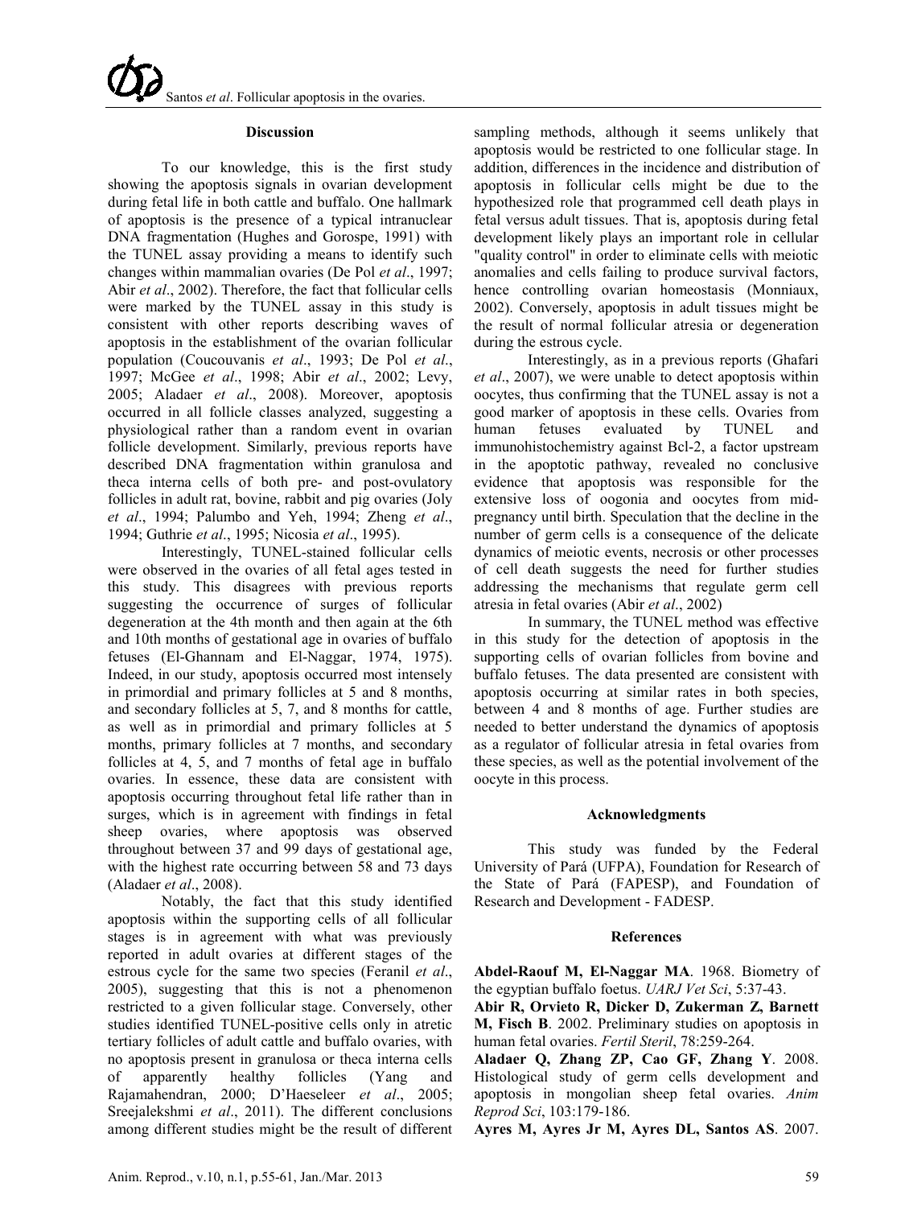## Discussion

To our knowledge, this is the first study showing the apoptosis signals in ovarian development during fetal life in both cattle and buffalo. One hallmark of apoptosis is the presence of a typical intranuclear DNA fragmentation (Hughes and Gorospe, 1991) with the TUNEL assay providing a means to identify such changes within mammalian ovaries (De Pol *et al*., 1997; Abir *et al*., 2002). Therefore, the fact that follicular cells were marked by the TUNEL assay in this study is consistent with other reports describing waves of apoptosis in the establishment of the ovarian follicular population (Coucouvanis *et al*., 1993; De Pol *et al*., 1997; McGee *et al*., 1998; Abir *et al*., 2002; Levy, 2005; Aladaer *et al*., 2008). Moreover, apoptosis occurred in all follicle classes analyzed, suggesting a physiological rather than a random event in ovarian follicle development. Similarly, previous reports have described DNA fragmentation within granulosa and theca interna cells of both pre- and post-ovulatory follicles in adult rat, bovine, rabbit and pig ovaries (Joly *et al*., 1994; Palumbo and Yeh, 1994; Zheng *et al*., 1994; Guthrie *et al*., 1995; Nicosia *et al*., 1995).

Interestingly, TUNEL-stained follicular cells were observed in the ovaries of all fetal ages tested in this study. This disagrees with previous reports suggesting the occurrence of surges of follicular degeneration at the 4th month and then again at the 6th and 10th months of gestational age in ovaries of buffalo fetuses (El-Ghannam and El-Naggar, 1974, 1975). Indeed, in our study, apoptosis occurred most intensely in primordial and primary follicles at 5 and 8 months, and secondary follicles at 5, 7, and 8 months for cattle, as well as in primordial and primary follicles at 5 months, primary follicles at 7 months, and secondary follicles at 4, 5, and 7 months of fetal age in buffalo ovaries. In essence, these data are consistent with apoptosis occurring throughout fetal life rather than in surges, which is in agreement with findings in fetal sheep ovaries, where apoptosis was observed throughout between 37 and 99 days of gestational age, with the highest rate occurring between 58 and 73 days (Aladaer *et al*., 2008).

Notably, the fact that this study identified apoptosis within the supporting cells of all follicular stages is in agreement with what was previously reported in adult ovaries at different stages of the estrous cycle for the same two species (Feranil *et al*., 2005), suggesting that this is not a phenomenon restricted to a given follicular stage. Conversely, other studies identified TUNEL-positive cells only in atretic tertiary follicles of adult cattle and buffalo ovaries, with no apoptosis present in granulosa or theca interna cells of apparently healthy follicles (Yang and Rajamahendran, 2000; D'Haeseleer *et al*., 2005; Sreejalekshmi *et al*., 2011). The different conclusions among different studies might be the result of different sampling methods, although it seems unlikely that apoptosis would be restricted to one follicular stage. In addition, differences in the incidence and distribution of apoptosis in follicular cells might be due to the hypothesized role that programmed cell death plays in fetal versus adult tissues. That is, apoptosis during fetal development likely plays an important role in cellular "quality control" in order to eliminate cells with meiotic anomalies and cells failing to produce survival factors, hence controlling ovarian homeostasis (Monniaux, 2002). Conversely, apoptosis in adult tissues might be the result of normal follicular atresia or degeneration during the estrous cycle.

Interestingly, as in a previous reports (Ghafari *et al*., 2007), we were unable to detect apoptosis within oocytes, thus confirming that the TUNEL assay is not a good marker of apoptosis in these cells. Ovaries from human fetuses evaluated by TUNEL and immunohistochemistry against Bcl-2, a factor upstream in the apoptotic pathway, revealed no conclusive evidence that apoptosis was responsible for the extensive loss of oogonia and oocytes from mid-pregnancy until birth. Speculation that the decline in the number of germ cells is a consequence of the delicate dynamics of meiotic events, necrosis or other processes of cell death suggests the need for further studies addressing the mechanisms that regulate germ cell atresia in fetal ovaries (Abir *et al*., 2002)

In summary, the TUNEL method was effective in this study for the detection of apoptosis in the supporting cells of ovarian follicles from bovine and buffalo fetuses. The data presented are consistent with apoptosis occurring at similar rates in both species, between 4 and 8 months of age. Further studies are needed to better understand the dynamics of apoptosis as a regulator of follicular atresia in fetal ovaries from these species, as well as the potential involvement of the oocyte in this process.

## Acknowledgments

This study was funded by the Federal University of Pará (UFPA), Foundation for Research of the State of Pará (FAPESP), and Foundation of Research and Development - FADESP.

## References

**Abdel-Raouf M, El-Naggar MA**. 1968. Biometry of the egyptian buffalo foetus. *UARJ Vet Sci*, 5:37-43.

**Abir R, Orvieto R, Dicker D, Zukerman Z, Barnett M, Fisch B**. 2002. Preliminary studies on apoptosis in human fetal ovaries. *Fertil Steril*, 78:259-264.

**Aladaer Q, Zhang ZP, Cao GF, Zhang Y**. 2008. Histological study of germ cells development and apoptosis in mongolian sheep fetal ovaries. *Anim Reprod Sci*, 103:179-186.

**Ayres M, Ayres Jr M, Ayres DL, Santos AS**. 2007.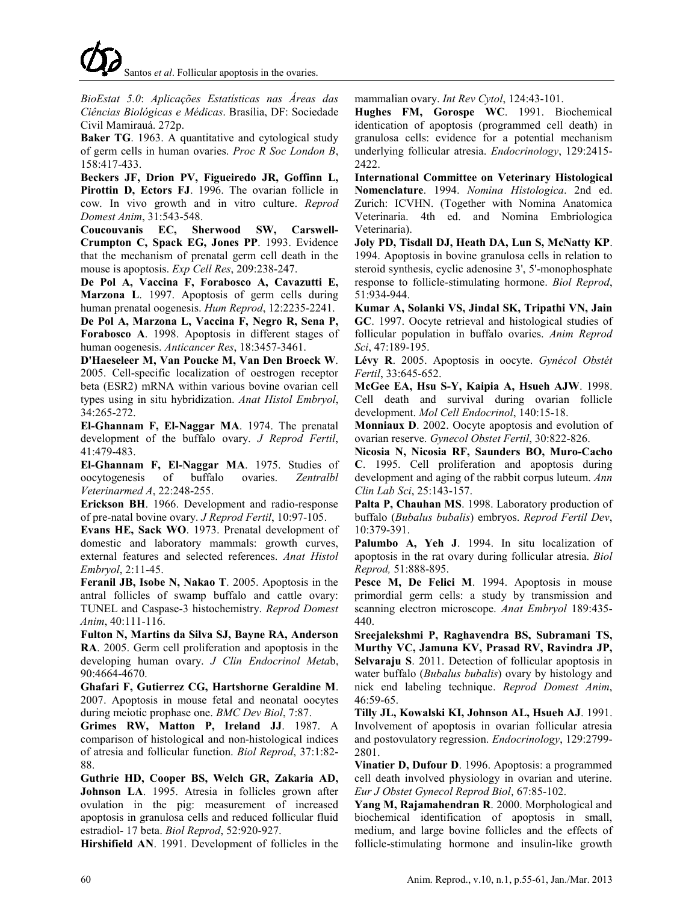*BioEstat 5.0*: *Aplicações Estatísticas nas Áreas das Ciências Biológicas e Médicas*. Brasília, DF: Sociedade Civil Mamirauá. 272p.

**Baker TG**. 1963. A quantitative and cytological study of germ cells in human ovaries. *Proc R Soc London B*, 158:417-433.

**Beckers JF, Drion PV, Figueiredo JR, Goffinn L, Pirottin D, Ectors FJ**. 1996. The ovarian follicle in cow. In vivo growth and in vitro culture. *Reprod Domest Anim*, 31:543-548.

**Coucouvanis EC, Sherwood SW, Carswell-Crumpton C, Spack EG, Jones PP**. 1993. Evidence that the mechanism of prenatal germ cell death in the mouse is apoptosis. *Exp Cell Res*, 209:238-247.

**De Pol A, Vaccina F, Forabosco A, Cavazutti E, Marzona L**. 1997. Apoptosis of germ cells during human prenatal oogenesis. *Hum Reprod*, 12:2235-2241.

**De Pol A, Marzona L, Vaccina F, Negro R, Sena P, Forabosco A**. 1998. Apoptosis in different stages of human oogenesis. *Anticancer Res*, 18:3457-3461.

**D'Haeseleer M, Van Poucke M, Van Den Broeck W**. 2005. Cell-specific localization of oestrogen receptor beta (ESR2) mRNA within various bovine ovarian cell types using in situ hybridization. *Anat Histol Embryol*, 34:265-272.

**El-Ghannam F, El-Naggar MA**. 1974. The prenatal development of the buffalo ovary. *J Reprod Fertil*, 41:479-483.

**El-Ghannam F, El-Naggar MA**. 1975. Studies of oocytogenesis of buffalo ovaries. *Zentralbl Veterinarmed A*, 22:248-255.

**Erickson BH**. 1966. Development and radio-response of pre-natal bovine ovary. *J Reprod Fertil*, 10:97-105.

**Evans HE, Sack WO**. 1973. Prenatal development of domestic and laboratory mammals: growth curves, external features and selected references. *Anat Histol Embryol*, 2:11-45.

**Feranil JB, Isobe N, Nakao T**. 2005. Apoptosis in the antral follicles of swamp buffalo and cattle ovary: TUNEL and Caspase-3 histochemistry. *Reprod Domest Anim*, 40:111-116.

**Fulton N, Martins da Silva SJ, Bayne RA, Anderson RA**. 2005. Germ cell proliferation and apoptosis in the developing human ovary. *J Clin Endocrinol Metab*, 90:4664-4670.

**Ghafari F, Gutierrez CG, Hartshorne Geraldine M**. 2007. Apoptosis in mouse fetal and neonatal oocytes during meiotic prophase one. *BMC Dev Biol*, 7:87.

**Grimes RW, Matton P, Ireland JJ**. 1987. A comparison of histological and non-histological indices of atresia and follicular function. *Biol Reprod*, 37:1:82-88.

**Guthrie HD, Cooper BS, Welch GR, Zakaria AD, Johnson LA**. 1995. Atresia in follicles grown after ovulation in the pig: measurement of increased apoptosis in granulosa cells and reduced follicular fluid estradiol- 17 beta. *Biol Reprod*, 52:920-927.

**Hirshifield AN**. 1991. Development of follicles in the mammalian ovary. *Int Rev Cytol*, 124:43-101.

**Hughes FM, Gorospe WC**. 1991. Biochemical identication of apoptosis (programmed cell death) in granulosa cells: evidence for a potential mechanism underlying follicular atresia. *Endocrinology*, 129:2415-2422.

**International Committee on Veterinary Histological Nomenclature**. 1994. *Nomina Histologica*. 2nd ed. Zurich: ICVHN. (Together with Nomina Anatomica Veterinaria. 4th ed. and Nomina Embriologica Veterinaria).

**Joly PD, Tisdall DJ, Heath DA, Lun S, McNatty KP**. 1994. Apoptosis in bovine granulosa cells in relation to steroid synthesis, cyclic adenosine 3', 5'-monophosphate response to follicle-stimulating hormone. *Biol Reprod*, 51:934-944.

**Kumar A, Solanki VS, Jindal SK, Tripathi VN, Jain GC**. 1997. Oocyte retrieval and histological studies of follicular population in buffalo ovaries. *Anim Reprod Sci*, 47:189-195.

**Lévy R**. 2005. Apoptosis in oocyte. *Gynécol Obstét Fertil*, 33:645-652.

**McGee EA, Hsu S-Y, Kaipia A, Hsueh AJW**. 1998. Cell death and survival during ovarian follicle development. *Mol Cell Endocrinol*, 140:15-18.

**Monniaux D**. 2002. Oocyte apoptosis and evolution of ovarian reserve. *Gynecol Obstet Fertil*, 30:822-826.

**Nicosia N, Nicosia RF, Saunders BO, Muro-Cacho C**. 1995. Cell proliferation and apoptosis during development and aging of the rabbit corpus luteum. *Ann Clin Lab Sci*, 25:143-157.

**Palta P, Chauhan MS**. 1998. Laboratory production of buffalo (*Bubalus bubalis*) embryos. *Reprod Fertil Dev*, 10:379-391.

**Palumbo A, Yeh J**. 1994. In situ localization of apoptosis in the rat ovary during follicular atresia. *Biol Reprod,* 51:888-895.

**Pesce M, De Felici M**. 1994. Apoptosis in mouse primordial germ cells: a study by transmission and scanning electron microscope. *Anat Embryol* 189:435-440.

**Sreejalekshmi P, Raghavendra BS, Subramani TS, Murthy VC, Jamuna KV, Prasad RV, Ravindra JP, Selvaraju S**. 2011. Detection of follicular apoptosis in water buffalo (*Bubalus bubalis*) ovary by histology and nick end labeling technique. *Reprod Domest Anim*, 46:59-65.

**Tilly JL, Kowalski KI, Johnson AL, Hsueh AJ**. 1991. Involvement of apoptosis in ovarian follicular atresia and postovulatory regression. *Endocrinology*, 129:2799-2801.

**Vinatier D, Dufour D**. 1996. Apoptosis: a programmed cell death involved physiology in ovarian and uterine. *Eur J Obstet Gynecol Reprod Biol*, 67:85-102.

**Yang M, Rajamahendran R**. 2000. Morphological and biochemical identification of apoptosis in small, medium, and large bovine follicles and the effects of follicle-stimulating hormone and insulin-like growth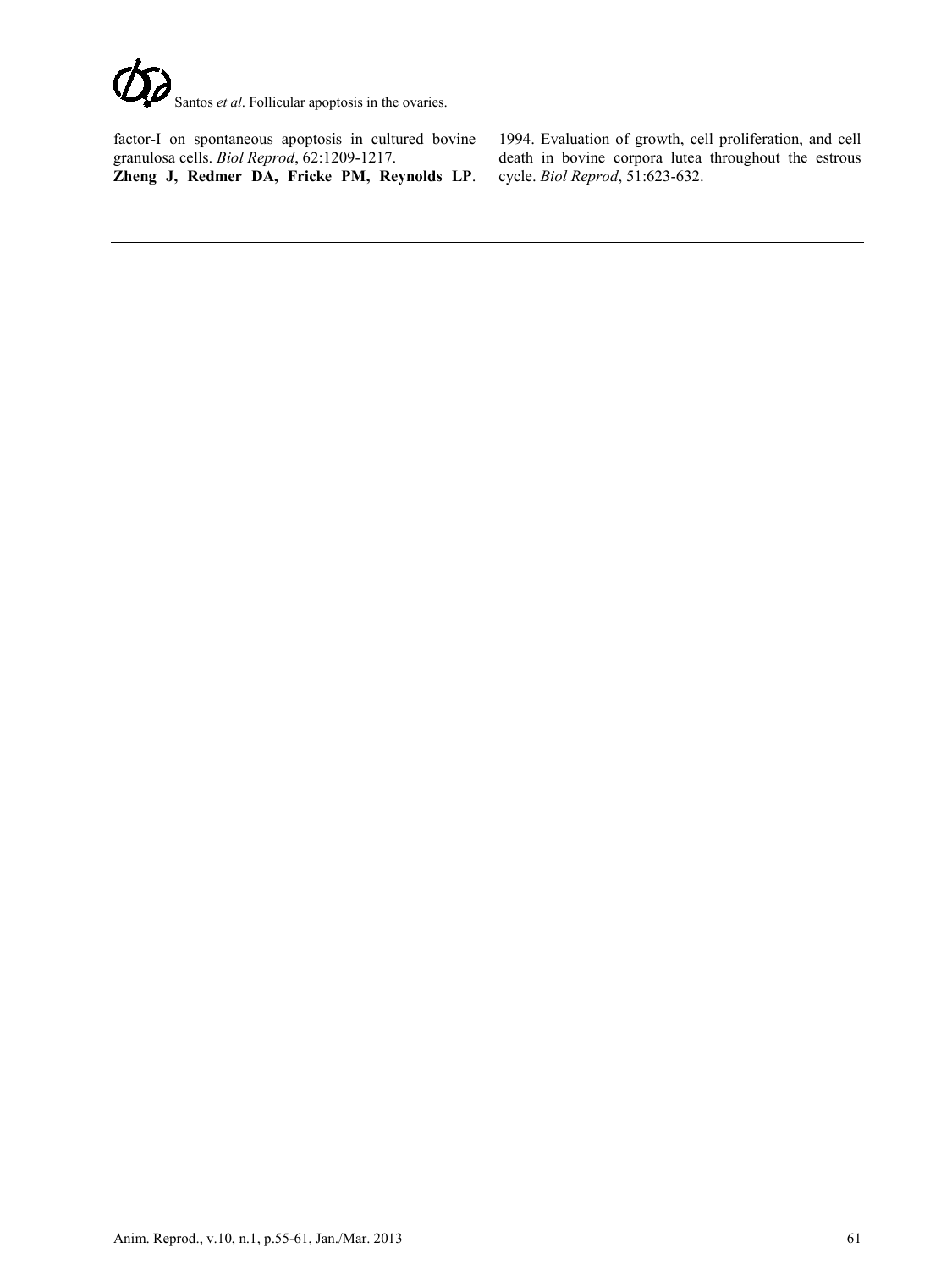factor-I on spontaneous apoptosis in cultured bovine granulosa cells. *Biol Reprod*, 62:1209-1217.

**Zheng J, Redmer DA, Fricke PM, Reynolds LP**. 1994. Evaluation of growth, cell proliferation, and cell death in bovine corpora lutea throughout the estrous cycle. *Biol Reprod*, 51:623-632.